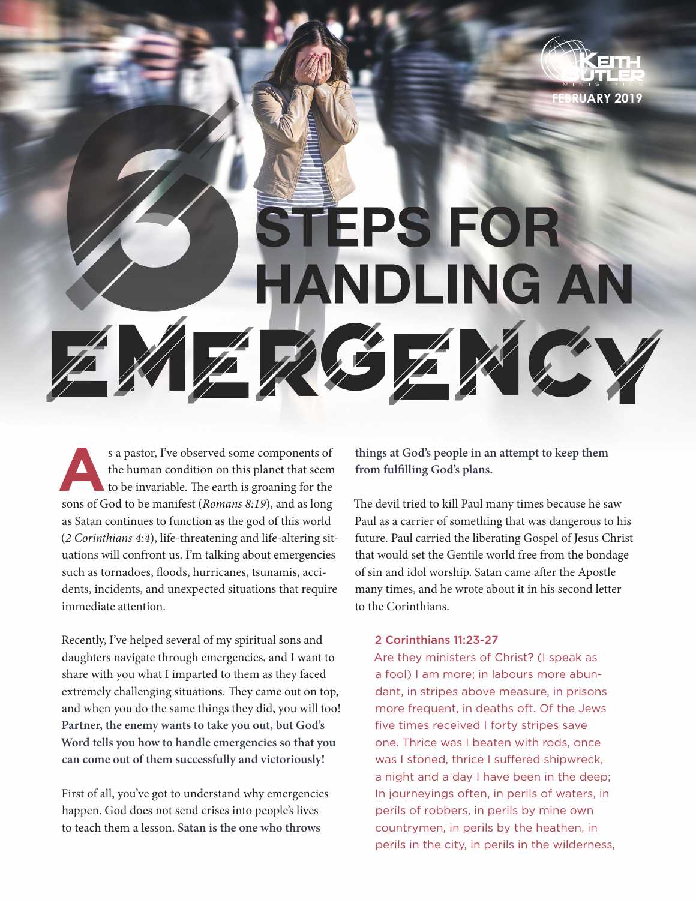# 6 STEPS FOR HANDLING AN EMERGENCY

FEBRUARY 2019

As a pastor, I've observed some components of the human condition on this planet that seem to be invariable. The earth is groaning for the sons of God to be manifest (*Romans 8:19*), and as long as Satan continues to function as the god of this world (*2 Corinthians 4:4*), life-threatening and life-altering situations will confront us. I'm talking about emergencies such as tornadoes, floods, hurricanes, tsunamis, accidents, incidents, and unexpected situations that require immediate attention.

Recently, I've helped several of my spiritual sons and daughters navigate through emergencies, and I want to share with you what I imparted to them as they faced extremely challenging situations. They came out on top, and when you do the same things they did, you will too! **Partner, the enemy wants to take you out, but God's Word tells you how to handle emergencies so that you can come out of them successfully and victoriously!**

First of all, you've got to understand why emergencies happen. God does not send crises into people's lives to teach them a lesson. **Satan is the one who throws things at God's people in an attempt to keep them from fulfilling God's plans.**

The devil tried to kill Paul many times because he saw Paul as a carrier of something that was dangerous to his future. Paul carried the liberating Gospel of Jesus Christ that would set the Gentile world free from the bondage of sin and idol worship. Satan came after the Apostle many times, and he wrote about it in his second letter to the Corinthians.

**2 Corinthians 11:23-27**
Are they ministers of Christ? (I speak as a fool) I am more; in labours more abundant, in stripes above measure, in prisons more frequent, in deaths oft. Of the Jews five times received I forty stripes save one. Thrice was I beaten with rods, once was I stoned, thrice I suffered shipwreck, a night and a day I have been in the deep; In journeyings often, in perils of waters, in perils of robbers, in perils by mine own countrymen, in perils by the heathen, in perils in the city, in perils in the wilderness,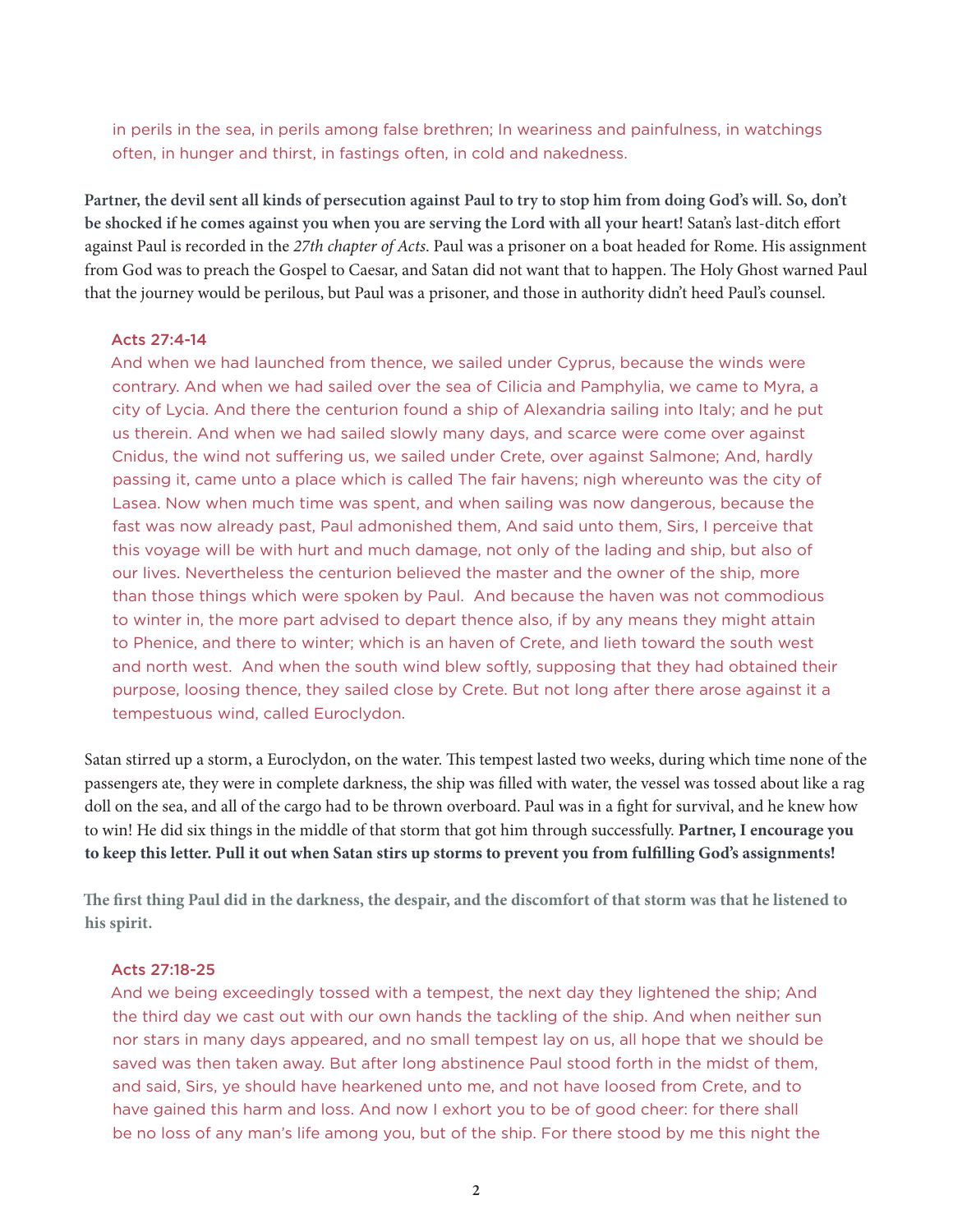in perils in the sea, in perils among false brethren; In weariness and painfulness, in watchings often, in hunger and thirst, in fastings often, in cold and nakedness.

**Partner, the devil sent all kinds of persecution against Paul to try to stop him from doing God's will. So, don't be shocked if he comes against you when you are serving the Lord with all your heart!** Satan's last-ditch effort against Paul is recorded in the *27th chapter of Acts*. Paul was a prisoner on a boat headed for Rome. His assignment from God was to preach the Gospel to Caesar, and Satan did not want that to happen. The Holy Ghost warned Paul that the journey would be perilous, but Paul was a prisoner, and those in authority didn't heed Paul's counsel.

Acts 27:4-14
And when we had launched from thence, we sailed under Cyprus, because the winds were contrary. And when we had sailed over the sea of Cilicia and Pamphylia, we came to Myra, a city of Lycia. And there the centurion found a ship of Alexandria sailing into Italy; and he put us therein. And when we had sailed slowly many days, and scarce were come over against Cnidus, the wind not suffering us, we sailed under Crete, over against Salmone; And, hardly passing it, came unto a place which is called The fair havens; nigh whereunto was the city of Lasea. Now when much time was spent, and when sailing was now dangerous, because the fast was now already past, Paul admonished them, And said unto them, Sirs, I perceive that this voyage will be with hurt and much damage, not only of the lading and ship, but also of our lives. Nevertheless the centurion believed the master and the owner of the ship, more than those things which were spoken by Paul. And because the haven was not commodious to winter in, the more part advised to depart thence also, if by any means they might attain to Phenice, and there to winter; which is an haven of Crete, and lieth toward the south west and north west. And when the south wind blew softly, supposing that they had obtained their purpose, loosing thence, they sailed close by Crete. But not long after there arose against it a tempestuous wind, called Euroclydon.

Satan stirred up a storm, a Euroclydon, on the water. This tempest lasted two weeks, during which time none of the passengers ate, they were in complete darkness, the ship was filled with water, the vessel was tossed about like a rag doll on the sea, and all of the cargo had to be thrown overboard. Paul was in a fight for survival, and he knew how to win! He did six things in the middle of that storm that got him through successfully. **Partner, I encourage you to keep this letter. Pull it out when Satan stirs up storms to prevent you from fulfilling God's assignments!**

**The first thing Paul did in the darkness, the despair, and the discomfort of that storm was that he listened to his spirit.**

Acts 27:18-25
And we being exceedingly tossed with a tempest, the next day they lightened the ship; And the third day we cast out with our own hands the tackling of the ship. And when neither sun nor stars in many days appeared, and no small tempest lay on us, all hope that we should be saved was then taken away. But after long abstinence Paul stood forth in the midst of them, and said, Sirs, ye should have hearkened unto me, and not have loosed from Crete, and to have gained this harm and loss. And now I exhort you to be of good cheer: for there shall be no loss of any man's life among you, but of the ship. For there stood by me this night the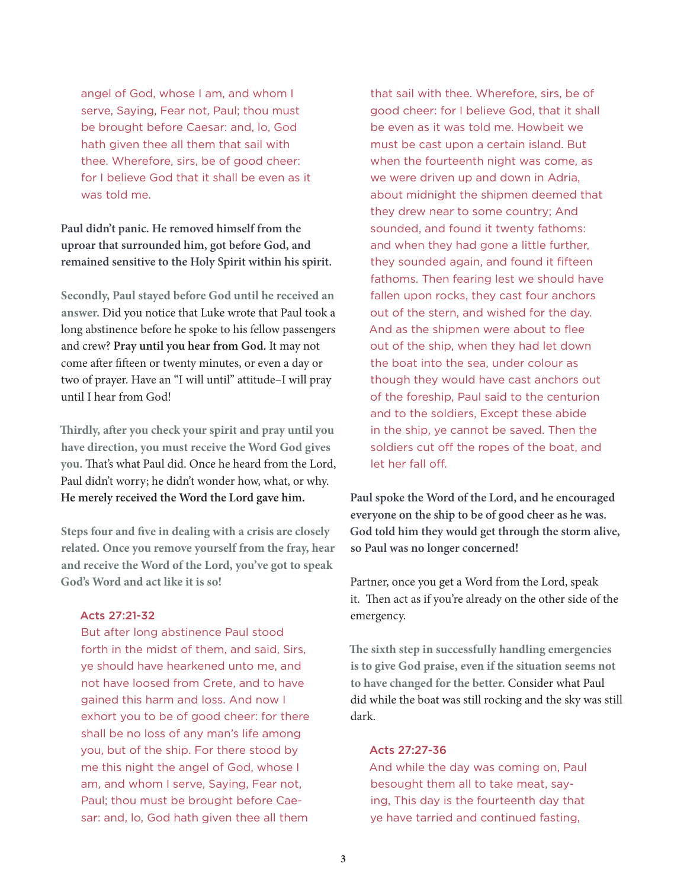angel of God, whose I am, and whom I serve, Saying, Fear not, Paul; thou must be brought before Caesar: and, lo, God hath given thee all them that sail with thee. Wherefore, sirs, be of good cheer: for I believe God that it shall be even as it was told me.

**Paul didn't panic. He removed himself from the uproar that surrounded him, got before God, and remained sensitive to the Holy Spirit within his spirit.**

**Secondly, Paul stayed before God until he received an answer.** Did you notice that Luke wrote that Paul took a long abstinence before he spoke to his fellow passengers and crew? **Pray until you hear from God.** It may not come after fifteen or twenty minutes, or even a day or two of prayer. Have an "I will until" attitude–I will pray until I hear from God!

**Thirdly, after you check your spirit and pray until you have direction, you must receive the Word God gives you.** That's what Paul did. Once he heard from the Lord, Paul didn't worry; he didn't wonder how, what, or why. **He merely received the Word the Lord gave him.**

**Steps four and five in dealing with a crisis are closely related. Once you remove yourself from the fray, hear and receive the Word of the Lord, you've got to speak God's Word and act like it is so!**

Acts 27:21-32

But after long abstinence Paul stood forth in the midst of them, and said, Sirs, ye should have hearkened unto me, and not have loosed from Crete, and to have gained this harm and loss. And now I exhort you to be of good cheer: for there shall be no loss of any man's life among you, but of the ship. For there stood by me this night the angel of God, whose I am, and whom I serve, Saying, Fear not, Paul; thou must be brought before Caesar: and, lo, God hath given thee all them that sail with thee. Wherefore, sirs, be of good cheer: for I believe God, that it shall be even as it was told me. Howbeit we must be cast upon a certain island. But when the fourteenth night was come, as we were driven up and down in Adria, about midnight the shipmen deemed that they drew near to some country; And sounded, and found it twenty fathoms: and when they had gone a little further, they sounded again, and found it fifteen fathoms. Then fearing lest we should have fallen upon rocks, they cast four anchors out of the stern, and wished for the day. And as the shipmen were about to flee out of the ship, when they had let down the boat into the sea, under colour as though they would have cast anchors out of the foreship, Paul said to the centurion and to the soldiers, Except these abide in the ship, ye cannot be saved. Then the soldiers cut off the ropes of the boat, and let her fall off.

**Paul spoke the Word of the Lord, and he encouraged everyone on the ship to be of good cheer as he was. God told him they would get through the storm alive, so Paul was no longer concerned!**

Partner, once you get a Word from the Lord, speak it. Then act as if you're already on the other side of the emergency.

**The sixth step in successfully handling emergencies is to give God praise, even if the situation seems not to have changed for the better.** Consider what Paul did while the boat was still rocking and the sky was still dark.

Acts 27:27-36

And while the day was coming on, Paul besought them all to take meat, saying, This day is the fourteenth day that ye have tarried and continued fasting,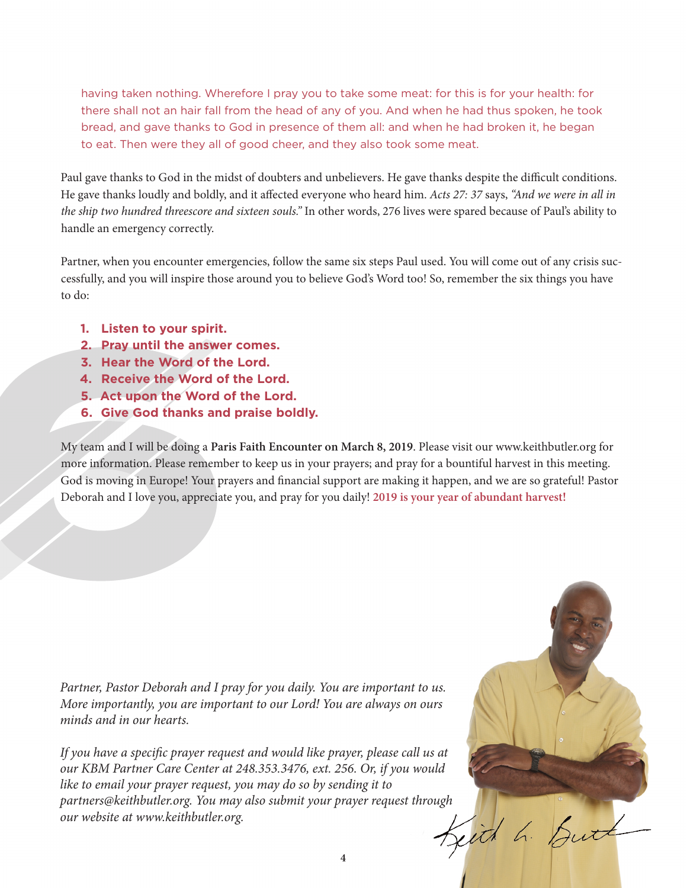having taken nothing. Wherefore I pray you to take some meat: for this is for your health: for there shall not an hair fall from the head of any of you. And when he had thus spoken, he took bread, and gave thanks to God in presence of them all: and when he had broken it, he began to eat. Then were they all of good cheer, and they also took some meat.

Paul gave thanks to God in the midst of doubters and unbelievers. He gave thanks despite the difficult conditions. He gave thanks loudly and boldly, and it affected everyone who heard him. *Acts 27: 37* says, *"And we were in all in the ship two hundred threescore and sixteen souls."* In other words, 276 lives were spared because of Paul's ability to handle an emergency correctly.

Partner, when you encounter emergencies, follow the same six steps Paul used. You will come out of any crisis successfully, and you will inspire those around you to believe God's Word too! So, remember the six things you have to do:

1. **Listen to your spirit.**
2. **Pray until the answer comes.**
3. **Hear the Word of the Lord.**
4. **Receive the Word of the Lord.**
5. **Act upon the Word of the Lord.**
6. **Give God thanks and praise boldly.**

My team and I will be doing a **Paris Faith Encounter on March 8, 2019**. Please visit our www.keithbutler.org for more information. Please remember to keep us in your prayers; and pray for a bountiful harvest in this meeting. God is moving in Europe! Your prayers and financial support are making it happen, and we are so grateful! Pastor Deborah and I love you, appreciate you, and pray for you daily! **2019 is your year of abundant harvest!**

*Partner, Pastor Deborah and I pray for you daily. You are important to us. More importantly, you are important to our Lord! You are always on ours minds and in our hearts.*

*If you have a specific prayer request and would like prayer, please call us at our KBM Partner Care Center at 248.353.3476, ext. 256. Or, if you would like to email your prayer request, you may do so by sending it to partners@keithbutler.org. You may also submit your prayer request through our website at www.keithbutler.org.*

Keith A. Butler